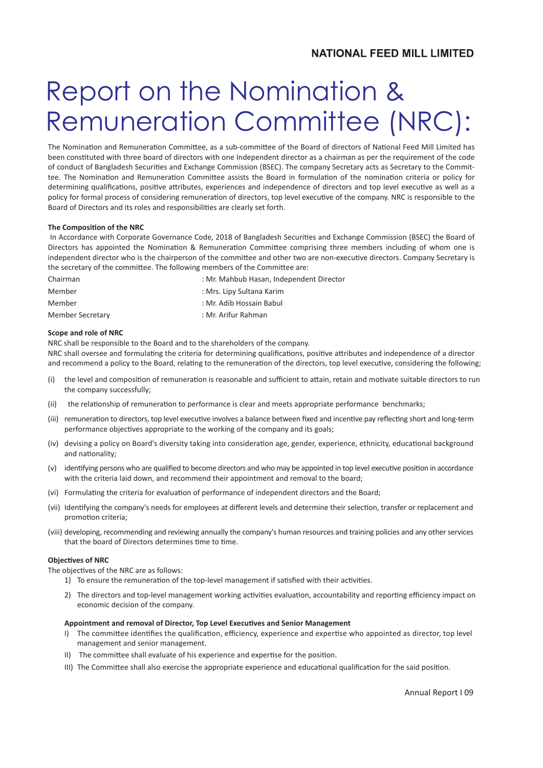# Report on the Nomination & Remuneration Committee (NRC):

The Nomination and Remuneration Committee, as a sub-committee of the Board of directors of National Feed Mill Limited has been constituted with three board of directors with one Independent director as a chairman as per the requirement of the code of conduct of Bangladesh Securities and Exchange Commission (BSEC). The company Secretary acts as Secretary to the Committee. The Nomination and Remuneration Committee assists the Board in formulation of the nomination criteria or policy for determining qualifications, positive attributes, experiences and independence of directors and top level executive as well as a policy for formal process of considering remuneration of directors, top level executive of the company. NRC is responsible to the Board of Directors and its roles and responsibilities are clearly set forth.

**The Composition of the NRC**

In Accordance with Corporate Governance Code, 2018 of Bangladesh Securities and Exchange Commission (BSEC) the Board of Directors has appointed the Nomination & Remuneration Committee comprising three members including of whom one is independent director who is the chairperson of the committee and other two are non-executive directors. Company Secretary is the secretary of the committee. The following members of the Committee are:

| | |
|---|---|
| Chairman | : Mr. Mahbub Hasan, Independent Director |
| Member | : Mrs. Lipy Sultana Karim |
| Member | : Mr. Adib Hossain Babul |
| Member Secretary | : Mr. Arifur Rahman |

**Scope and role of NRC**

NRC shall be responsible to the Board and to the shareholders of the company.

NRC shall oversee and formulating the criteria for determining qualifications, positive attributes and independence of a director and recommend a policy to the Board, relating to the remuneration of the directors, top level executive, considering the following;

(i) the level and composition of remuneration is reasonable and sufficient to attain, retain and motivate suitable directors to run the company successfully;

(ii) the relationship of remuneration to performance is clear and meets appropriate performance benchmarks;

(iii) remuneration to directors, top level executive involves a balance between fixed and incentive pay reflecting short and long-term performance objectives appropriate to the working of the company and its goals;

(iv) devising a policy on Board's diversity taking into consideration age, gender, experience, ethnicity, educational background and nationality;

(v) identifying persons who are qualified to become directors and who may be appointed in top level executive position in accordance with the criteria laid down, and recommend their appointment and removal to the board;

(vi) Formulating the criteria for evaluation of performance of independent directors and the Board;

(vii) Identifying the company's needs for employees at different levels and determine their selection, transfer or replacement and promotion criteria;

(viii) developing, recommending and reviewing annually the company's human resources and training policies and any other services that the board of Directors determines time to time.

**Objectives of NRC**

The objectives of the NRC are as follows:

1) To ensure the remuneration of the top-level management if satisfied with their activities.

2) The directors and top-level management working activities evaluation, accountability and reporting efficiency impact on economic decision of the company.

**Appointment and removal of Director, Top Level Executives and Senior Management**

I) The committee identifies the qualification, efficiency, experience and expertise who appointed as director, top level management and senior management.

II) The committee shall evaluate of his experience and expertise for the position.

III) The Committee shall also exercise the appropriate experience and educational qualification for the said position.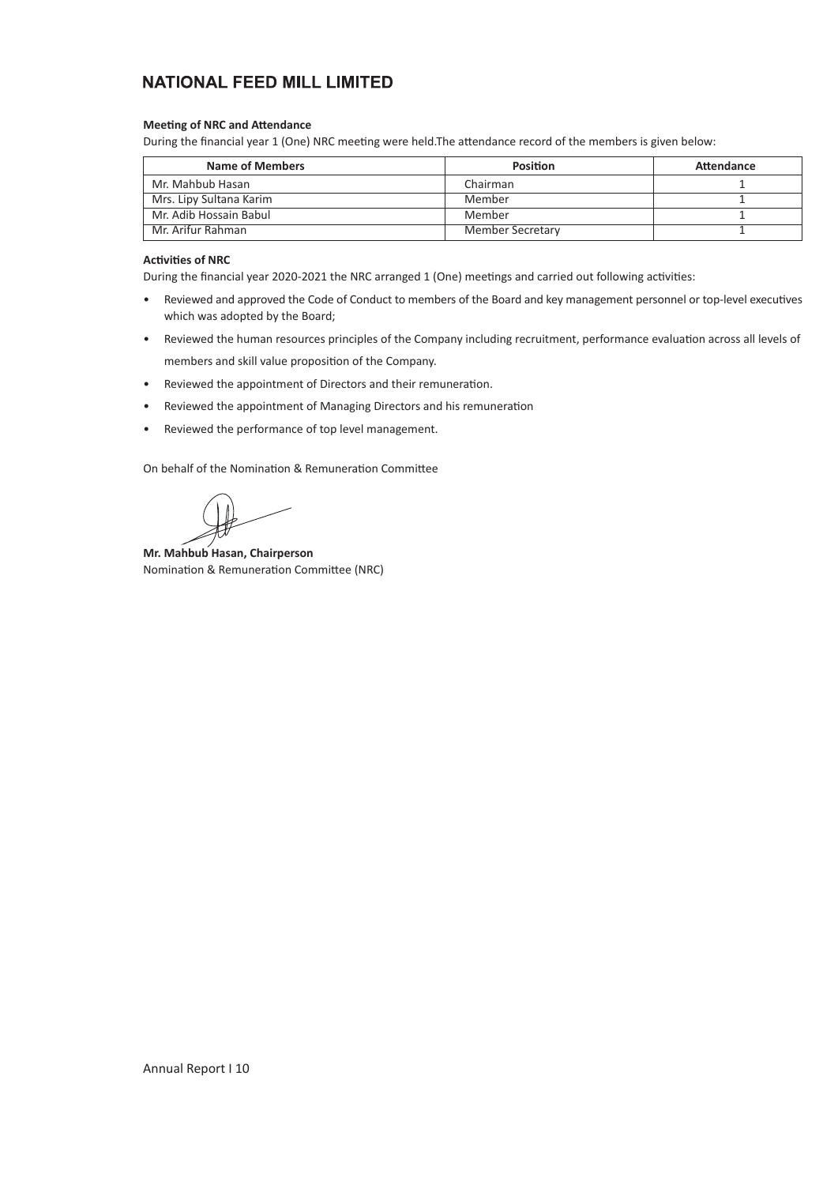# NATIONAL FEED MILL LIMITED

**Meeting of NRC and Attendance**

During the financial year 1 (One) NRC meeting were held.The attendance record of the members is given below:

| Name of Members | Position | Attendance |
|---|---|---|
| Mr. Mahbub Hasan | Chairman | 1 |
| Mrs. Lipy Sultana Karim | Member | 1 |
| Mr. Adib Hossain Babul | Member | 1 |
| Mr. Arifur Rahman | Member Secretary | 1 |

**Activities of NRC**

During the financial year 2020-2021 the NRC arranged 1 (One) meetings and carried out following activities:

- Reviewed and approved the Code of Conduct to members of the Board and key management personnel or top-level executives which was adopted by the Board;
- Reviewed the human resources principles of the Company including recruitment, performance evaluation across all levels of members and skill value proposition of the Company.
- Reviewed the appointment of Directors and their remuneration.
- Reviewed the appointment of Managing Directors and his remuneration
- Reviewed the performance of top level management.

On behalf of the Nomination & Remuneration Committee

**Mr. Mahbub Hasan, Chairperson**
Nomination & Remuneration Committee (NRC)